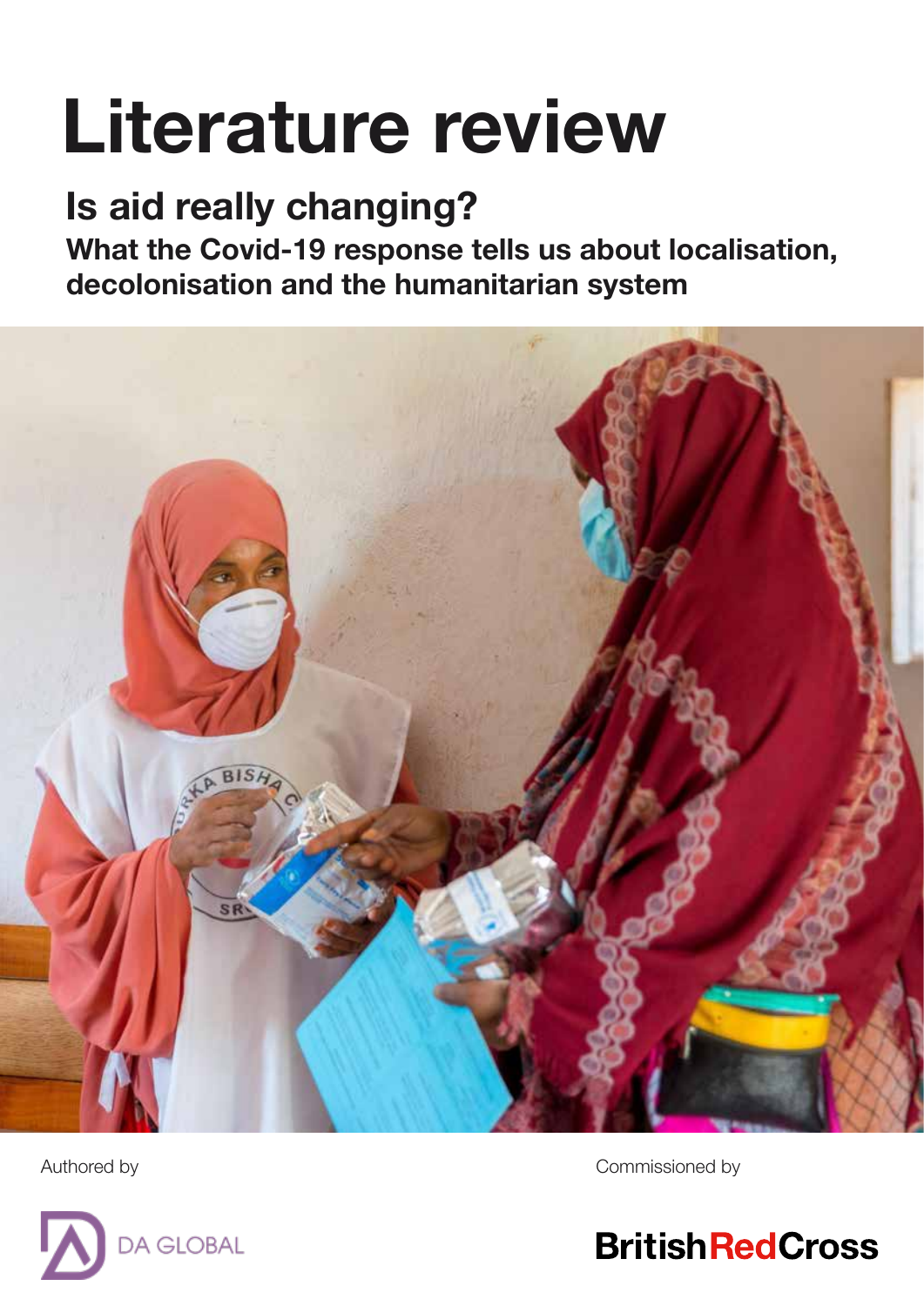# Literature review

## Is aid really changing?

### What the Covid-19 response tells us about localisation, decolonisation and the humanitarian system

Authored by

DA GLOBAL

Commissioned by

British Red Cross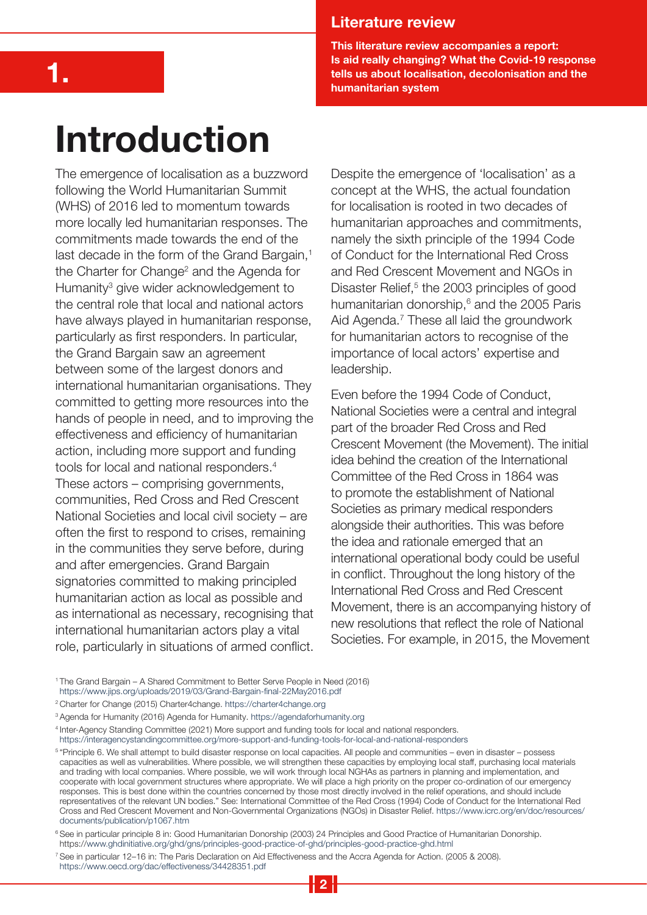Literature review

**This literature review accompanies a report: Is aid really changing? What the Covid-19 response tells us about localisation, decolonisation and the humanitarian system**

# 1. Introduction

The emergence of localisation as a buzzword following the World Humanitarian Summit (WHS) of 2016 led to momentum towards more locally led humanitarian responses. The commitments made towards the end of the last decade in the form of the Grand Bargain,[1] the Charter for Change[2] and the Agenda for Humanity[3] give wider acknowledgement to the central role that local and national actors have always played in humanitarian response, particularly as first responders. In particular, the Grand Bargain saw an agreement between some of the largest donors and international humanitarian organisations. They committed to getting more resources into the hands of people in need, and to improving the effectiveness and efficiency of humanitarian action, including more support and funding tools for local and national responders.[4] These actors – comprising governments, communities, Red Cross and Red Crescent National Societies and local civil society – are often the first to respond to crises, remaining in the communities they serve before, during and after emergencies. Grand Bargain signatories committed to making principled humanitarian action as local as possible and as international as necessary, recognising that international humanitarian actors play a vital role, particularly in situations of armed conflict.

Despite the emergence of 'localisation' as a concept at the WHS, the actual foundation for localisation is rooted in two decades of humanitarian approaches and commitments, namely the sixth principle of the 1994 Code of Conduct for the International Red Cross and Red Crescent Movement and NGOs in Disaster Relief,[5] the 2003 principles of good humanitarian donorship,[6] and the 2005 Paris Aid Agenda.[7] These all laid the groundwork for humanitarian actors to recognise of the importance of local actors' expertise and leadership.

Even before the 1994 Code of Conduct, National Societies were a central and integral part of the broader Red Cross and Red Crescent Movement (the Movement). The initial idea behind the creation of the International Committee of the Red Cross in 1864 was to promote the establishment of National Societies as primary medical responders alongside their authorities. This was before the idea and rationale emerged that an international operational body could be useful in conflict. Throughout the long history of the International Red Cross and Red Crescent Movement, there is an accompanying history of new resolutions that reflect the role of National Societies. For example, in 2015, the Movement

---

[1] The Grand Bargain – A Shared Commitment to Better Serve People in Need (2016) https://www.jips.org/uploads/2019/03/Grand-Bargain-final-22May2016.pdf

[2] Charter for Change (2015) Charter4change. https://charter4change.org

[3] Agenda for Humanity (2016) Agenda for Humanity. https://agendaforhumanity.org

[4] Inter-Agency Standing Committee (2021) More support and funding tools for local and national responders. https://interagencystandingcommittee.org/more-support-and-funding-tools-for-local-and-national-responders

[5] "Principle 6. We shall attempt to build disaster response on local capacities. All people and communities – even in disaster – possess capacities as well as vulnerabilities. Where possible, we will strengthen these capacities by employing local staff, purchasing local materials and trading with local companies. Where possible, we will work through local NGHAs as partners in planning and implementation, and cooperate with local government structures where appropriate. We will place a high priority on the proper co-ordination of our emergency responses. This is best done within the countries concerned by those most directly involved in the relief operations, and should include representatives of the relevant UN bodies." See: International Committee of the Red Cross (1994) Code of Conduct for the International Red Cross and Red Crescent Movement and Non-Governmental Organizations (NGOs) in Disaster Relief. https://www.icrc.org/en/doc/resources/documents/publication/p1067.htm

[6] See in particular principle 8 in: Good Humanitarian Donorship (2003) 24 Principles and Good Practice of Humanitarian Donorship. https://www.ghdinitiative.org/ghd/gns/principles-good-practice-of-ghd/principles-good-practice-ghd.html

[7] See in particular 12–16 in: The Paris Declaration on Aid Effectiveness and the Accra Agenda for Action. (2005 & 2008). https://www.oecd.org/dac/effectiveness/34428351.pdf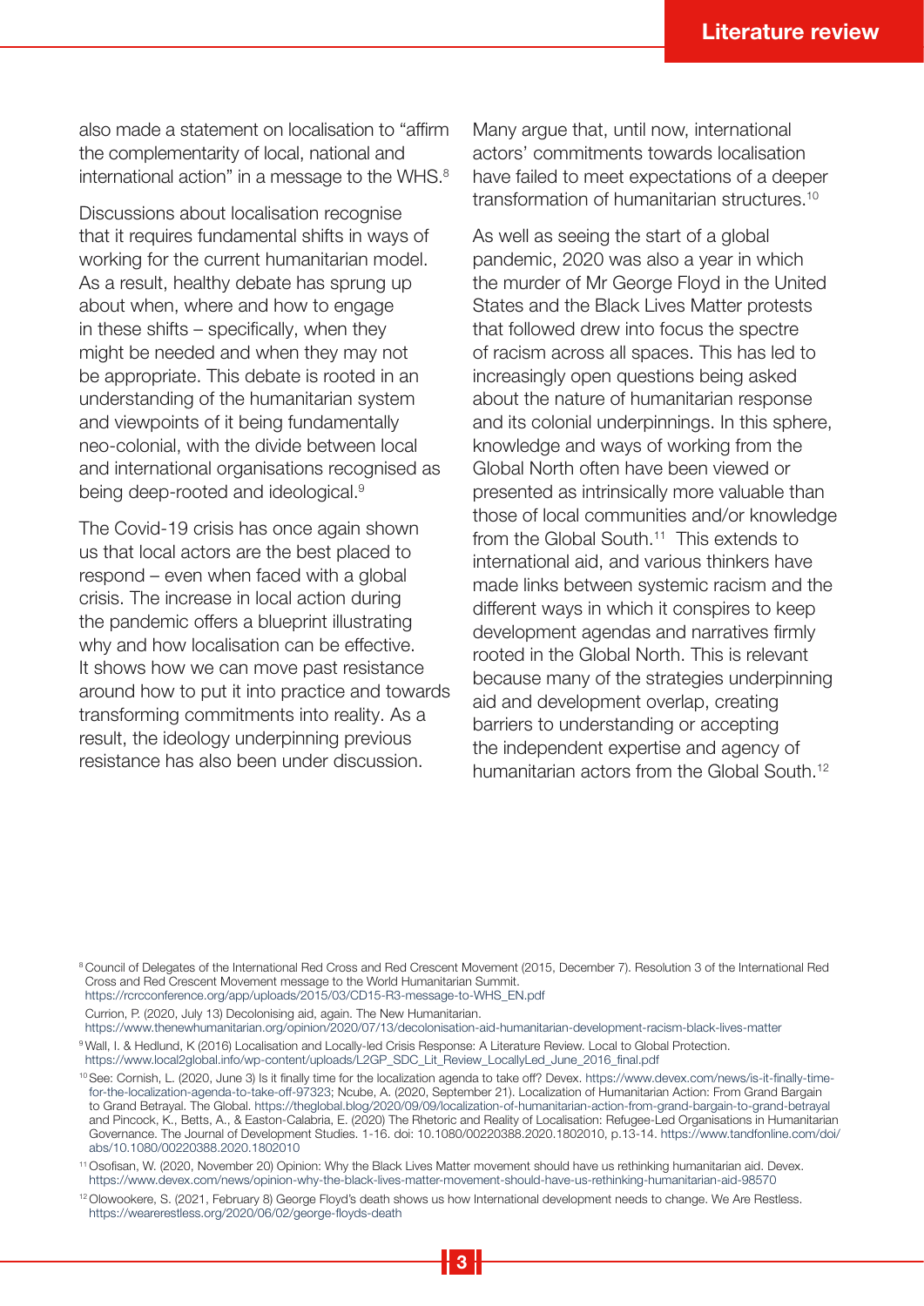also made a statement on localisation to "affirm the complementarity of local, national and international action" in a message to the WHS.[8]

Discussions about localisation recognise that it requires fundamental shifts in ways of working for the current humanitarian model. As a result, healthy debate has sprung up about when, where and how to engage in these shifts – specifically, when they might be needed and when they may not be appropriate. This debate is rooted in an understanding of the humanitarian system and viewpoints of it being fundamentally neo-colonial, with the divide between local and international organisations recognised as being deep-rooted and ideological.[9]

The Covid-19 crisis has once again shown us that local actors are the best placed to respond – even when faced with a global crisis. The increase in local action during the pandemic offers a blueprint illustrating why and how localisation can be effective. It shows how we can move past resistance around how to put it into practice and towards transforming commitments into reality. As a result, the ideology underpinning previous resistance has also been under discussion. Many argue that, until now, international actors' commitments towards localisation have failed to meet expectations of a deeper transformation of humanitarian structures.[10]

As well as seeing the start of a global pandemic, 2020 was also a year in which the murder of Mr George Floyd in the United States and the Black Lives Matter protests that followed drew into focus the spectre of racism across all spaces. This has led to increasingly open questions being asked about the nature of humanitarian response and its colonial underpinnings. In this sphere, knowledge and ways of working from the Global North often have been viewed or presented as intrinsically more valuable than those of local communities and/or knowledge from the Global South.[11] This extends to international aid, and various thinkers have made links between systemic racism and the different ways in which it conspires to keep development agendas and narratives firmly rooted in the Global North. This is relevant because many of the strategies underpinning aid and development overlap, creating barriers to understanding or accepting the independent expertise and agency of humanitarian actors from the Global South.[12]

---

[8] Council of Delegates of the International Red Cross and Red Crescent Movement (2015, December 7). Resolution 3 of the International Red Cross and Red Crescent Movement message to the World Humanitarian Summit. https://rcrcconference.org/app/uploads/2015/03/CD15-R3-message-to-WHS_EN.pdf

Curron, P. (2020, July 13) Decolonising aid, again. The New Humanitarian. https://www.thenewhumanitarian.org/opinion/2020/07/13/decolonisation-aid-humanitarian-development-racism-black-lives-matter

[9] Wall, I. & Hedlund, K (2016) Localisation and Locally-led Crisis Response: A Literature Review. Local to Global Protection. https://www.local2global.info/wp-content/uploads/L2GP_SDC_Lit_Review_LocallyLed_June_2016_final.pdf

[10] See: Cornish, L. (2020, June 3) Is it finally time for the localization agenda to take off? Devex. https://www.devex.com/news/is-it-finally-time-for-the-localization-agenda-to-take-off-97323; Ncube, A. (2020, September 21). Localization of Humanitarian Action: From Grand Bargain to Grand Betrayal. The Global. https://theglobal.blog/2020/09/09/localization-of-humanitarian-action-from-grand-bargain-to-grand-betrayal and Pincock, K., Betts, A., & Easton-Calabria, E. (2020) The Rhetoric and Reality of Localisation: Refugee-Led Organisations in Humanitarian Governance. The Journal of Development Studies. 1-16. doi: 10.1080/00220388.2020.1802010, p.13-14. https://www.tandfonline.com/doi/abs/10.1080/00220388.2020.1802010

[11] Osofisan, W. (2020, November 20) Opinion: Why the Black Lives Matter movement should have us rethinking humanitarian aid. Devex. https://www.devex.com/news/opinion-why-the-black-lives-matter-movement-should-have-us-rethinking-humanitarian-aid-98570

[12] Olowookere, S. (2021, February 8) George Floyd's death shows us how International development needs to change. We Are Restless. https://wearerestless.org/2020/06/02/george-floyds-death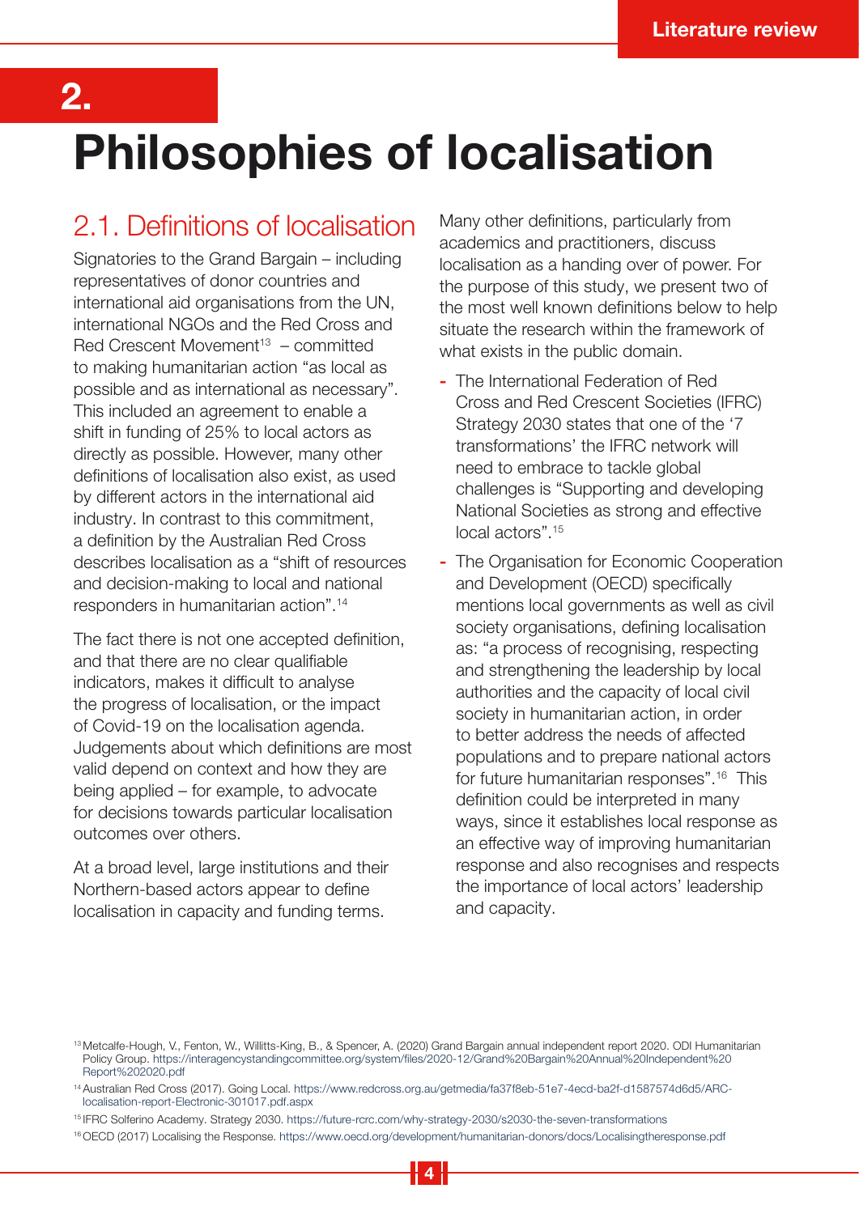# 2.

# Philosophies of localisation

## 2.1. Definitions of localisation

Signatories to the Grand Bargain – including representatives of donor countries and international aid organisations from the UN, international NGOs and the Red Cross and Red Crescent Movement[13] – committed to making humanitarian action "as local as possible and as international as necessary". This included an agreement to enable a shift in funding of 25% to local actors as directly as possible. However, many other definitions of localisation also exist, as used by different actors in the international aid industry. In contrast to this commitment, a definition by the Australian Red Cross describes localisation as a "shift of resources and decision-making to local and national responders in humanitarian action".[14]

The fact there is not one accepted definition, and that there are no clear qualifiable indicators, makes it difficult to analyse the progress of localisation, or the impact of Covid-19 on the localisation agenda. Judgements about which definitions are most valid depend on context and how they are being applied – for example, to advocate for decisions towards particular localisation outcomes over others.

At a broad level, large institutions and their Northern-based actors appear to define localisation in capacity and funding terms. Many other definitions, particularly from academics and practitioners, discuss localisation as a handing over of power. For the purpose of this study, we present two of the most well known definitions below to help situate the research within the framework of what exists in the public domain.

- The International Federation of Red Cross and Red Crescent Societies (IFRC) Strategy 2030 states that one of the '7 transformations' the IFRC network will need to embrace to tackle global challenges is "Supporting and developing National Societies as strong and effective local actors".[15]
- The Organisation for Economic Cooperation and Development (OECD) specifically mentions local governments as well as civil society organisations, defining localisation as: "a process of recognising, respecting and strengthening the leadership by local authorities and the capacity of local civil society in humanitarian action, in order to better address the needs of affected populations and to prepare national actors for future humanitarian responses".[16] This definition could be interpreted in many ways, since it establishes local response as an effective way of improving humanitarian response and also recognises and respects the importance of local actors' leadership and capacity.

[13] Metcalfe-Hough, V., Fenton, W., Willitts-King, B., & Spencer, A. (2020) Grand Bargain annual independent report 2020. ODI Humanitarian Policy Group. https://interagencystandingcommittee.org/system/files/2020-12/Grand%20Bargain%20Annual%20Independent%20Report%202020.pdf

[14] Australian Red Cross (2017). Going Local. https://www.redcross.org.au/getmedia/fa37f8eb-51e7-4ecd-ba2f-d1587574d6d5/ARC-localisation-report-Electronic-301017.pdf.aspx

[15] IFRC Solferino Academy. Strategy 2030. https://future-rcrc.com/why-strategy-2030/s2030-the-seven-transformations

[16] OECD (2017) Localising the Response. https://www.oecd.org/development/humanitarian-donors/docs/Localisingtheresponse.pdf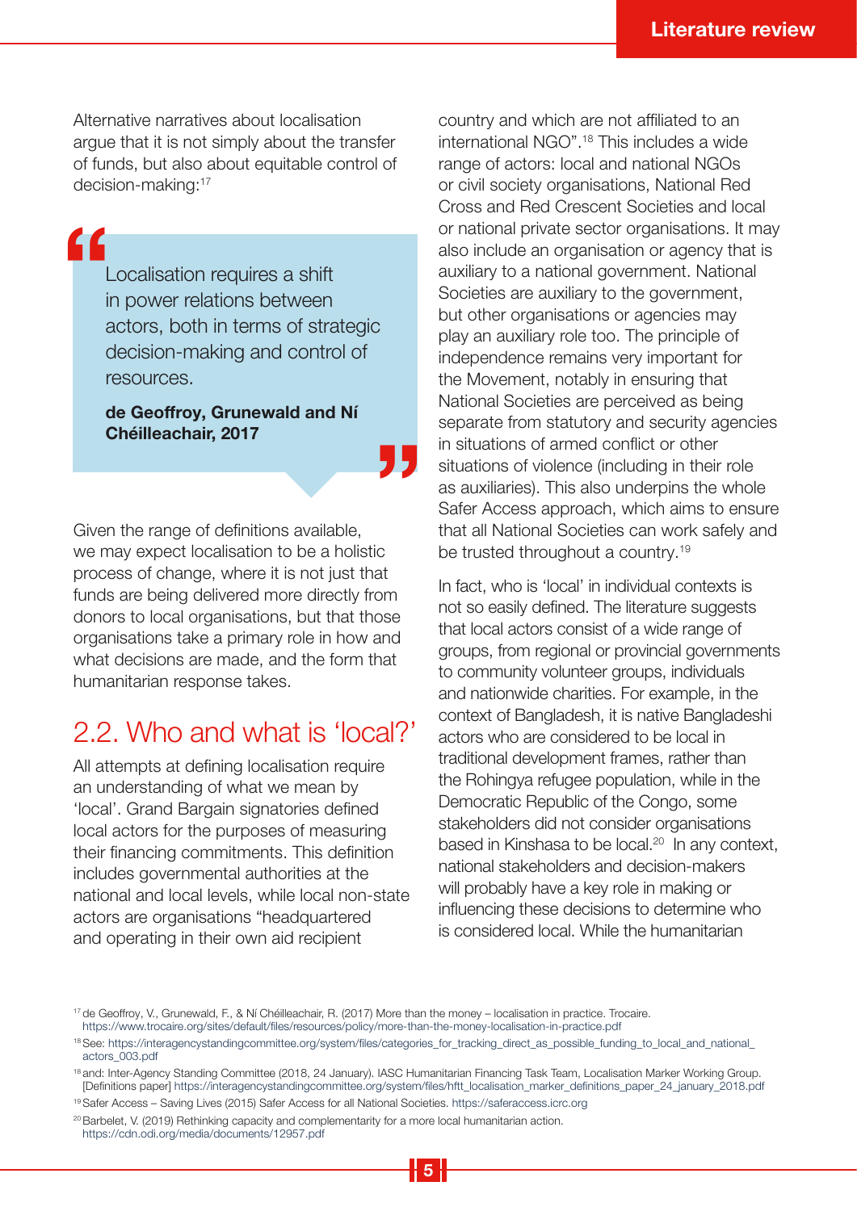Alternative narratives about localisation argue that it is not simply about the transfer of funds, but also about equitable control of decision-making:[17]

> Localisation requires a shift in power relations between actors, both in terms of strategic decision-making and control of resources.
>
> **de Geoffroy, Grunewald and Ní Chéilleachair, 2017**

Given the range of definitions available, we may expect localisation to be a holistic process of change, where it is not just that funds are being delivered more directly from donors to local organisations, but that those organisations take a primary role in how and what decisions are made, and the form that humanitarian response takes.

## 2.2. Who and what is 'local?'

All attempts at defining localisation require an understanding of what we mean by 'local'. Grand Bargain signatories defined local actors for the purposes of measuring their financing commitments. This definition includes governmental authorities at the national and local levels, while local non-state actors are organisations "headquartered and operating in their own aid recipient country and which are not affiliated to an international NGO".[18] This includes a wide range of actors: local and national NGOs or civil society organisations, National Red Cross and Red Crescent Societies and local or national private sector organisations. It may also include an organisation or agency that is auxiliary to a national government. National Societies are auxiliary to the government, but other organisations or agencies may play an auxiliary role too. The principle of independence remains very important for the Movement, notably in ensuring that National Societies are perceived as being separate from statutory and security agencies in situations of armed conflict or other situations of violence (including in their role as auxiliaries). This also underpins the whole Safer Access approach, which aims to ensure that all National Societies can work safely and be trusted throughout a country.[19]

In fact, who is 'local' in individual contexts is not so easily defined. The literature suggests that local actors consist of a wide range of groups, from regional or provincial governments to community volunteer groups, individuals and nationwide charities. For example, in the context of Bangladesh, it is native Bangladeshi actors who are considered to be local in traditional development frames, rather than the Rohingya refugee population, while in the Democratic Republic of the Congo, some stakeholders did not consider organisations based in Kinshasa to be local.[20] In any context, national stakeholders and decision-makers will probably have a key role in making or influencing these decisions to determine who is considered local. While the humanitarian

---

[17] de Geoffroy, V., Grunewald, F., & Ní Chéilleachair, R. (2017) More than the money – localisation in practice. Trocaire. https://www.trocaire.org/sites/default/files/resources/policy/more-than-the-money-localisation-in-practice.pdf

[18] See: https://interagencystandingcommittee.org/system/files/categories_for_tracking_direct_as_possible_funding_to_local_and_national_actors_003.pdf

[18] and: Inter-Agency Standing Committee (2018, 24 January). IASC Humanitarian Financing Task Team, Localisation Marker Working Group. [Definitions paper] https://interagencystandingcommittee.org/system/files/hftt_localisation_marker_definitions_paper_24_january_2018.pdf

[19] Safer Access – Saving Lives (2015) Safer Access for all National Societies. https://saferaccess.icrc.org

[20] Barbelet, V. (2019) Rethinking capacity and complementarity for a more local humanitarian action. https://cdn.odi.org/media/documents/12957.pdf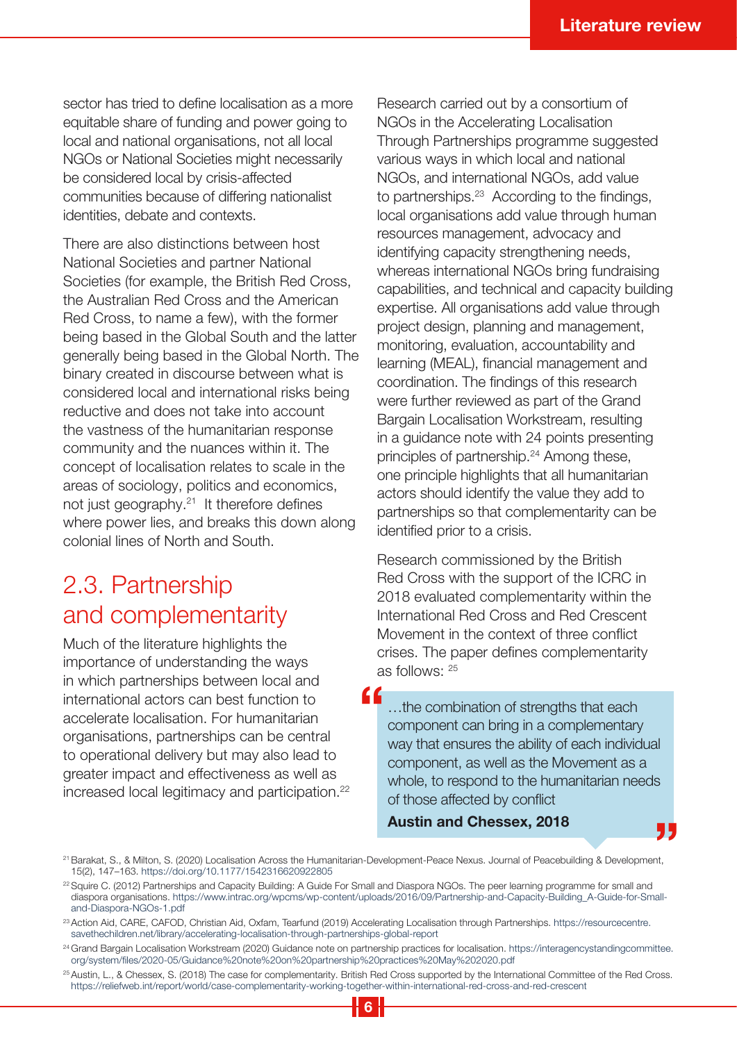sector has tried to define localisation as a more equitable share of funding and power going to local and national organisations, not all local NGOs or National Societies might necessarily be considered local by crisis-affected communities because of differing nationalist identities, debate and contexts.

There are also distinctions between host National Societies and partner National Societies (for example, the British Red Cross, the Australian Red Cross and the American Red Cross, to name a few), with the former being based in the Global South and the latter generally being based in the Global North. The binary created in discourse between what is considered local and international risks being reductive and does not take into account the vastness of the humanitarian response community and the nuances within it. The concept of localisation relates to scale in the areas of sociology, politics and economics, not just geography.[21] It therefore defines where power lies, and breaks this down along colonial lines of North and South.

## 2.3. Partnership and complementarity

Much of the literature highlights the importance of understanding the ways in which partnerships between local and international actors can best function to accelerate localisation. For humanitarian organisations, partnerships can be central to operational delivery but may also lead to greater impact and effectiveness as well as increased local legitimacy and participation.[22]

Research carried out by a consortium of NGOs in the Accelerating Localisation Through Partnerships programme suggested various ways in which local and national NGOs, and international NGOs, add value to partnerships.[23] According to the findings, local organisations add value through human resources management, advocacy and identifying capacity strengthening needs, whereas international NGOs bring fundraising capabilities, and technical and capacity building expertise. All organisations add value through project design, planning and management, monitoring, evaluation, accountability and learning (MEAL), financial management and coordination. The findings of this research were further reviewed as part of the Grand Bargain Localisation Workstream, resulting in a guidance note with 24 points presenting principles of partnership.[24] Among these, one principle highlights that all humanitarian actors should identify the value they add to partnerships so that complementarity can be identified prior to a crisis.

Research commissioned by the British Red Cross with the support of the ICRC in 2018 evaluated complementarity within the International Red Cross and Red Crescent Movement in the context of three conflict crises. The paper defines complementarity as follows:[25]

> "…the combination of strengths that each component can bring in a complementary way that ensures the ability of each individual component, as well as the Movement as a whole, to respond to the humanitarian needs of those affected by conflict
>
> **Austin and Chessex, 2018**"

[21] Barakat, S., & Milton, S. (2020) Localisation Across the Humanitarian-Development-Peace Nexus. Journal of Peacebuilding & Development, 15(2), 147–163. https://doi.org/10.1177/1542316620922805

[22] Squire C. (2012) Partnerships and Capacity Building: A Guide For Small and Diaspora NGOs. The peer learning programme for small and diaspora organisations. https://www.intrac.org/wpcms/wp-content/uploads/2016/09/Partnership-and-Capacity-Building_A-Guide-for-Small-and-Diaspora-NGOs-1.pdf

[23] Action Aid, CARE, CAFOD, Christian Aid, Oxfam, Tearfund (2019) Accelerating Localisation through Partnerships. https://resourcecentre.savethechildren.net/library/accelerating-localisation-through-partnerships-global-report

[24] Grand Bargain Localisation Workstream (2020) Guidance note on partnership practices for localisation. https://interagencystandingcommittee.org/system/files/2020-05/Guidance%20note%20on%20partnership%20practices%20May%202020.pdf

[25] Austin, L., & Chessex, S. (2018) The case for complementarity. British Red Cross supported by the International Committee of the Red Cross. https://reliefweb.int/report/world/case-complementarity-working-together-within-international-red-cross-and-red-crescent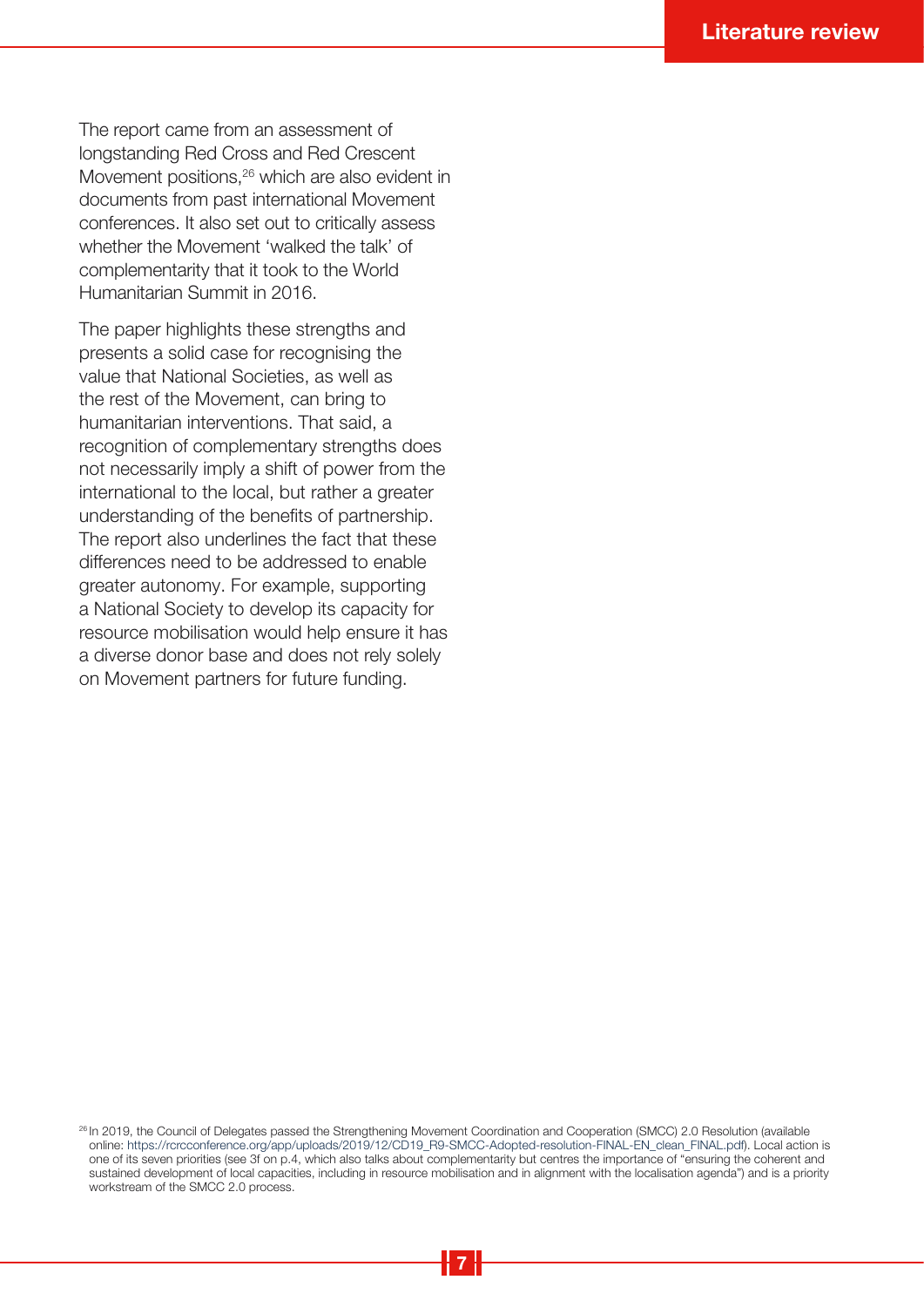The report came from an assessment of longstanding Red Cross and Red Crescent Movement positions,[26] which are also evident in documents from past international Movement conferences. It also set out to critically assess whether the Movement 'walked the talk' of complementarity that it took to the World Humanitarian Summit in 2016.

The paper highlights these strengths and presents a solid case for recognising the value that National Societies, as well as the rest of the Movement, can bring to humanitarian interventions. That said, a recognition of complementary strengths does not necessarily imply a shift of power from the international to the local, but rather a greater understanding of the benefits of partnership. The report also underlines the fact that these differences need to be addressed to enable greater autonomy. For example, supporting a National Society to develop its capacity for resource mobilisation would help ensure it has a diverse donor base and does not rely solely on Movement partners for future funding.

[26] In 2019, the Council of Delegates passed the Strengthening Movement Coordination and Cooperation (SMCC) 2.0 Resolution (available online: https://rcrcconference.org/app/uploads/2019/12/CD19_R9-SMCC-Adopted-resolution-FINAL-EN_clean_FINAL.pdf). Local action is one of its seven priorities (see 3f on p.4, which also talks about complementarity but centres the importance of "ensuring the coherent and sustained development of local capacities, including in resource mobilisation and in alignment with the localisation agenda") and is a priority workstream of the SMCC 2.0 process.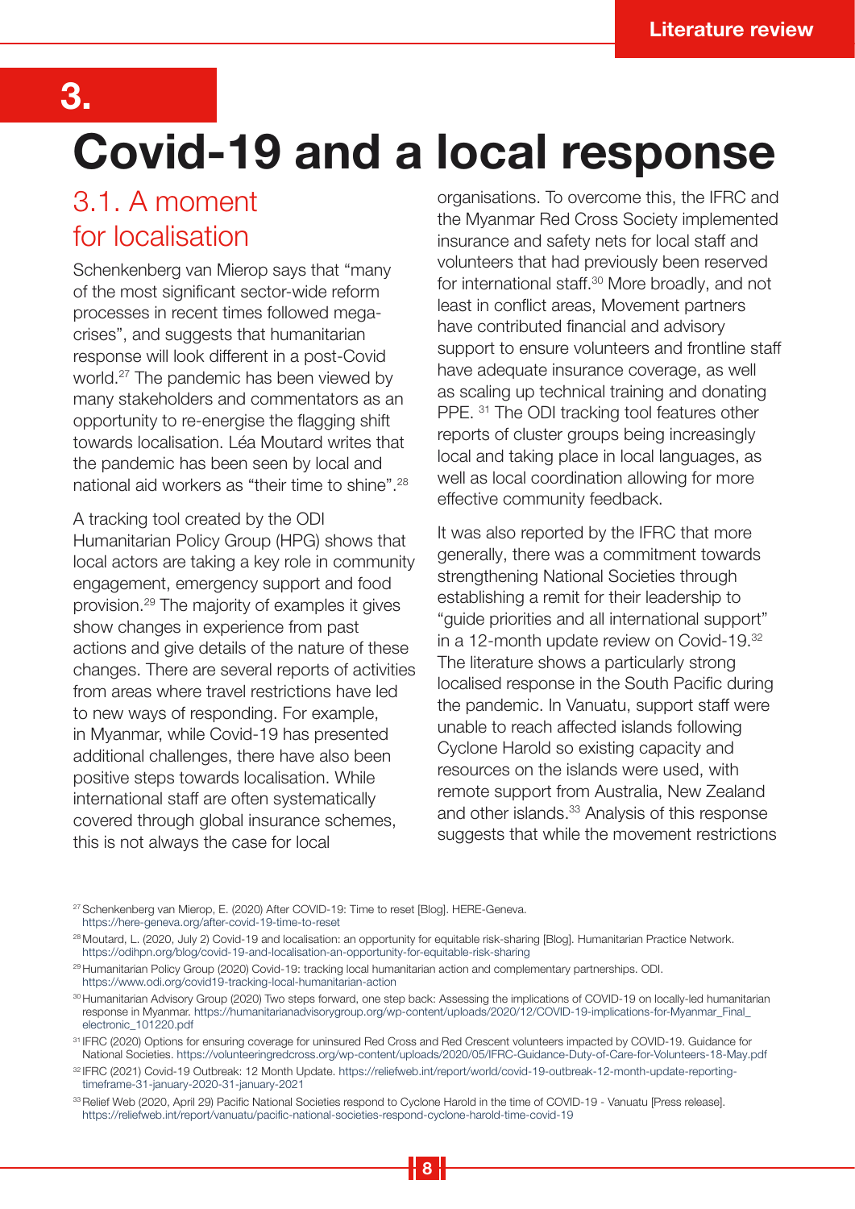# 3. Covid-19 and a local response

## 3.1. A moment for localisation

Schenkenberg van Mierop says that "many of the most significant sector-wide reform processes in recent times followed mega-crises", and suggests that humanitarian response will look different in a post-Covid world.[27] The pandemic has been viewed by many stakeholders and commentators as an opportunity to re-energise the flagging shift towards localisation. Léa Moutard writes that the pandemic has been seen by local and national aid workers as "their time to shine".[28]

A tracking tool created by the ODI Humanitarian Policy Group (HPG) shows that local actors are taking a key role in community engagement, emergency support and food provision.[29] The majority of examples it gives show changes in experience from past actions and give details of the nature of these changes. There are several reports of activities from areas where travel restrictions have led to new ways of responding. For example, in Myanmar, while Covid-19 has presented additional challenges, there have also been positive steps towards localisation. While international staff are often systematically covered through global insurance schemes, this is not always the case for local organisations. To overcome this, the IFRC and the Myanmar Red Cross Society implemented insurance and safety nets for local staff and volunteers that had previously been reserved for international staff.[30] More broadly, and not least in conflict areas, Movement partners have contributed financial and advisory support to ensure volunteers and frontline staff have adequate insurance coverage, as well as scaling up technical training and donating PPE. [31] The ODI tracking tool features other reports of cluster groups being increasingly local and taking place in local languages, as well as local coordination allowing for more effective community feedback.

It was also reported by the IFRC that more generally, there was a commitment towards strengthening National Societies through establishing a remit for their leadership to "guide priorities and all international support" in a 12-month update review on Covid-19.[32] The literature shows a particularly strong localised response in the South Pacific during the pandemic. In Vanuatu, support staff were unable to reach affected islands following Cyclone Harold so existing capacity and resources on the islands were used, with remote support from Australia, New Zealand and other islands.[33] Analysis of this response suggests that while the movement restrictions

---

[27] Schenkenberg van Mierop, E. (2020) After COVID-19: Time to reset [Blog]. HERE-Geneva. https://here-geneva.org/after-covid-19-time-to-reset

[28] Moutard, L. (2020, July 2) Covid-19 and localisation: an opportunity for equitable risk-sharing [Blog]. Humanitarian Practice Network. https://odihpn.org/blog/covid-19-and-localisation-an-opportunity-for-equitable-risk-sharing

[29] Humanitarian Policy Group (2020) Covid-19: tracking local humanitarian action and complementary partnerships. ODI. https://www.odi.org/covid19-tracking-local-humanitarian-action

[30] Humanitarian Advisory Group (2020) Two steps forward, one step back: Assessing the implications of COVID-19 on locally-led humanitarian response in Myanmar. https://humanitarianadvisorygroup.org/wp-content/uploads/2020/12/COVID-19-implications-for-Myanmar_Final_electronic_101220.pdf

[31] IFRC (2020) Options for ensuring coverage for uninsured Red Cross and Red Crescent volunteers impacted by COVID-19. Guidance for National Societies. https://volunteeringredcross.org/wp-content/uploads/2020/05/IFRC-Guidance-Duty-of-Care-for-Volunteers-18-May.pdf

[32] IFRC (2021) Covid-19 Outbreak: 12 Month Update. https://reliefweb.int/report/world/covid-19-outbreak-12-month-update-reporting-timeframe-31-january-2020-31-january-2021

[33] Relief Web (2020, April 29) Pacific National Societies respond to Cyclone Harold in the time of COVID-19 - Vanuatu [Press release]. https://reliefweb.int/report/vanuatu/pacific-national-societies-respond-cyclone-harold-time-covid-19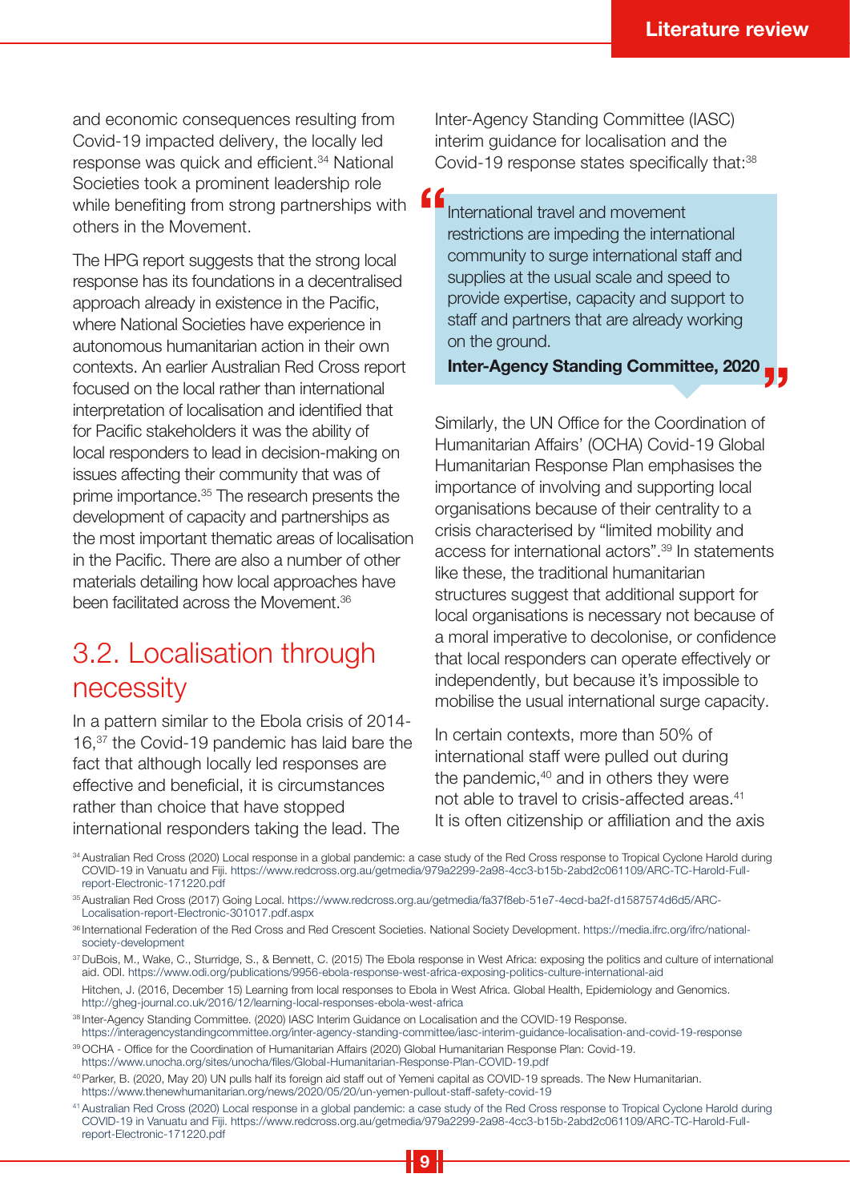and economic consequences resulting from Covid-19 impacted delivery, the locally led response was quick and efficient.[34] National Societies took a prominent leadership role while benefiting from strong partnerships with others in the Movement.

The HPG report suggests that the strong local response has its foundations in a decentralised approach already in existence in the Pacific, where National Societies have experience in autonomous humanitarian action in their own contexts. An earlier Australian Red Cross report focused on the local rather than international interpretation of localisation and identified that for Pacific stakeholders it was the ability of local responders to lead in decision-making on issues affecting their community that was of prime importance.[35] The research presents the development of capacity and partnerships as the most important thematic areas of localisation in the Pacific. There are also a number of other materials detailing how local approaches have been facilitated across the Movement.[36]

## 3.2. Localisation through necessity

In a pattern similar to the Ebola crisis of 2014-16,[37] the Covid-19 pandemic has laid bare the fact that although locally led responses are effective and beneficial, it is circumstances rather than choice that have stopped international responders taking the lead. The Inter-Agency Standing Committee (IASC) interim guidance for localisation and the Covid-19 response states specifically that:[38]

> International travel and movement restrictions are impeding the international community to surge international staff and supplies at the usual scale and speed to provide expertise, capacity and support to staff and partners that are already working on the ground.
>
> **Inter-Agency Standing Committee, 2020**

Similarly, the UN Office for the Coordination of Humanitarian Affairs' (OCHA) Covid-19 Global Humanitarian Response Plan emphasises the importance of involving and supporting local organisations because of their centrality to a crisis characterised by "limited mobility and access for international actors".[39] In statements like these, the traditional humanitarian structures suggest that additional support for local organisations is necessary not because of a moral imperative to decolonise, or confidence that local responders can operate effectively or independently, but because it's impossible to mobilise the usual international surge capacity.

In certain contexts, more than 50% of international staff were pulled out during the pandemic,[40] and in others they were not able to travel to crisis-affected areas.[41] It is often citizenship or affiliation and the axis

---

[34] Australian Red Cross (2020) Local response in a global pandemic: a case study of the Red Cross response to Tropical Cyclone Harold during COVID-19 in Vanuatu and Fiji. https://www.redcross.org.au/getmedia/979a2299-2a98-4cc3-b15b-2abd2c061109/ARC-TC-Harold-Full-report-Electronic-171220.pdf

[35] Australian Red Cross (2017) Going Local. https://www.redcross.org.au/getmedia/fa37f8eb-51e7-4ecd-ba2f-d1587574d6d5/ARC-Localisation-report-Electronic-301017.pdf.aspx

[36] International Federation of the Red Cross and Red Crescent Societies. National Society Development. https://media.ifrc.org/ifrc/national-society-development

[37] DuBois, M., Wake, C., Sturridge, S., & Bennett, C. (2015) The Ebola response in West Africa: exposing the politics and culture of international aid. ODI. https://www.odi.org/publications/9956-ebola-response-west-africa-exposing-politics-culture-international-aid

Hitchen, J. (2016, December 15) Learning from local responses to Ebola in West Africa. Global Health, Epidemiology and Genomics. http://gheg-journal.co.uk/2016/12/learning-local-responses-ebola-west-africa

[38] Inter-Agency Standing Committee. (2020) IASC Interim Guidance on Localisation and the COVID-19 Response. https://interagencystandingcommittee.org/inter-agency-standing-committee/iasc-interim-guidance-localisation-and-covid-19-response

[39] OCHA - Office for the Coordination of Humanitarian Affairs (2020) Global Humanitarian Response Plan: Covid-19. https://www.unocha.org/sites/unocha/files/Global-Humanitarian-Response-Plan-COVID-19.pdf

[40] Parker, B. (2020, May 20) UN pulls half its foreign aid staff out of Yemeni capital as COVID-19 spreads. The New Humanitarian. https://www.thenewhumanitarian.org/news/2020/05/20/un-yemen-pullout-staff-safety-covid-19

[41] Australian Red Cross (2020) Local response in a global pandemic: a case study of the Red Cross response to Tropical Cyclone Harold during COVID-19 in Vanuatu and Fiji. https://www.redcross.org.au/getmedia/979a2299-2a98-4cc3-b15b-2abd2c061109/ARC-TC-Harold-Full-report-Electronic-171220.pdf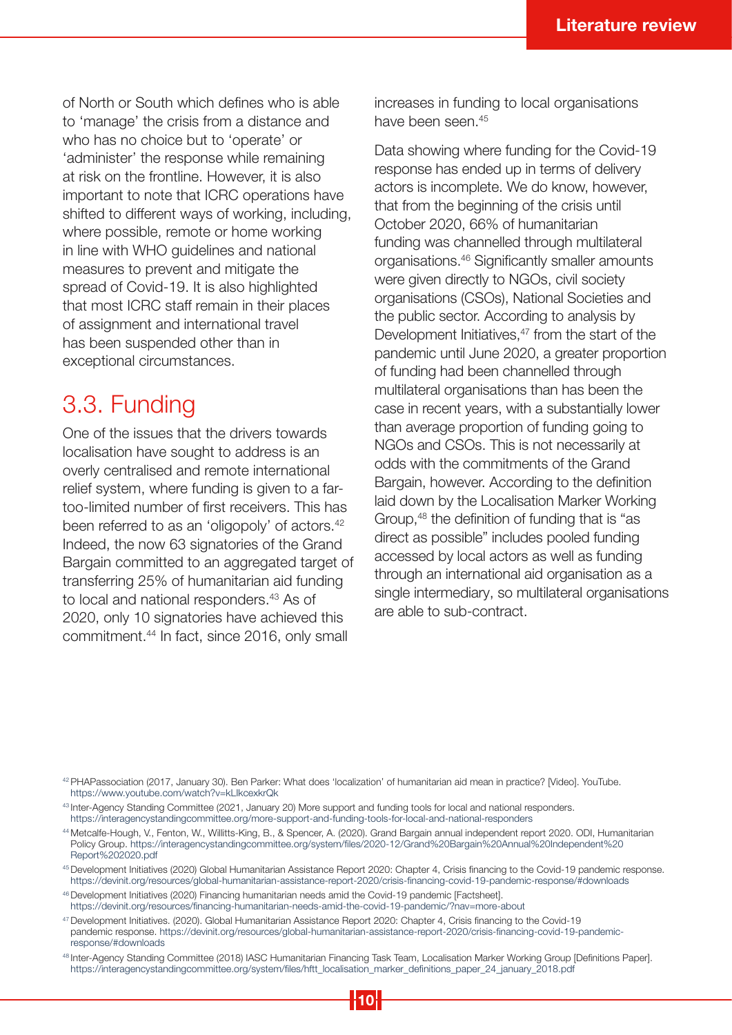of North or South which defines who is able to 'manage' the crisis from a distance and who has no choice but to 'operate' or 'administer' the response while remaining at risk on the frontline. However, it is also important to note that ICRC operations have shifted to different ways of working, including, where possible, remote or home working in line with WHO guidelines and national measures to prevent and mitigate the spread of Covid-19. It is also highlighted that most ICRC staff remain in their places of assignment and international travel has been suspended other than in exceptional circumstances.

## 3.3. Funding

One of the issues that the drivers towards localisation have sought to address is an overly centralised and remote international relief system, where funding is given to a far-too-limited number of first receivers. This has been referred to as an 'oligopoly' of actors.[42] Indeed, the now 63 signatories of the Grand Bargain committed to an aggregated target of transferring 25% of humanitarian aid funding to local and national responders.[43] As of 2020, only 10 signatories have achieved this commitment.[44] In fact, since 2016, only small increases in funding to local organisations have been seen.[45]

Data showing where funding for the Covid-19 response has ended up in terms of delivery actors is incomplete. We do know, however, that from the beginning of the crisis until October 2020, 66% of humanitarian funding was channelled through multilateral organisations.[46] Significantly smaller amounts were given directly to NGOs, civil society organisations (CSOs), National Societies and the public sector. According to analysis by Development Initiatives,[47] from the start of the pandemic until June 2020, a greater proportion of funding had been channelled through multilateral organisations than has been the case in recent years, with a substantially lower than average proportion of funding going to NGOs and CSOs. This is not necessarily at odds with the commitments of the Grand Bargain, however. According to the definition laid down by the Localisation Marker Working Group,[48] the definition of funding that is "as direct as possible" includes pooled funding accessed by local actors as well as funding through an international aid organisation as a single intermediary, so multilateral organisations are able to sub-contract.

[42] PHAPassociation (2017, January 30). Ben Parker: What does 'localization' of humanitarian aid mean in practice? [Video]. YouTube. https://www.youtube.com/watch?v=kLlkcexkrQk

[43] Inter-Agency Standing Committee (2021, January 20) More support and funding tools for local and national responders. https://interagencystandingcommittee.org/more-support-and-funding-tools-for-local-and-national-responders

[44] Metcalfe-Hough, V., Fenton, W., Willitts-King, B., & Spencer, A. (2020). Grand Bargain annual independent report 2020. ODI, Humanitarian Policy Group. https://interagencystandingcommittee.org/system/files/2020-12/Grand%20Bargain%20Annual%20Independent%20Report%202020.pdf

[45] Development Initiatives (2020) Global Humanitarian Assistance Report 2020: Chapter 4, Crisis financing to the Covid-19 pandemic response. https://devinit.org/resources/global-humanitarian-assistance-report-2020/crisis-financing-covid-19-pandemic-response/#downloads

[46] Development Initiatives (2020) Financing humanitarian needs amid the Covid-19 pandemic [Factsheet]. https://devinit.org/resources/financing-humanitarian-needs-amid-the-covid-19-pandemic/?nav=more-about

[47] Development Initiatives. (2020). Global Humanitarian Assistance Report 2020: Chapter 4, Crisis financing to the Covid-19 pandemic response. https://devinit.org/resources/global-humanitarian-assistance-report-2020/crisis-financing-covid-19-pandemic-response/#downloads

[48] Inter-Agency Standing Committee (2018) IASC Humanitarian Financing Task Team, Localisation Marker Working Group [Definitions Paper]. https://interagencystandingcommittee.org/system/files/hftt_localisation_marker_definitions_paper_24_january_2018.pdf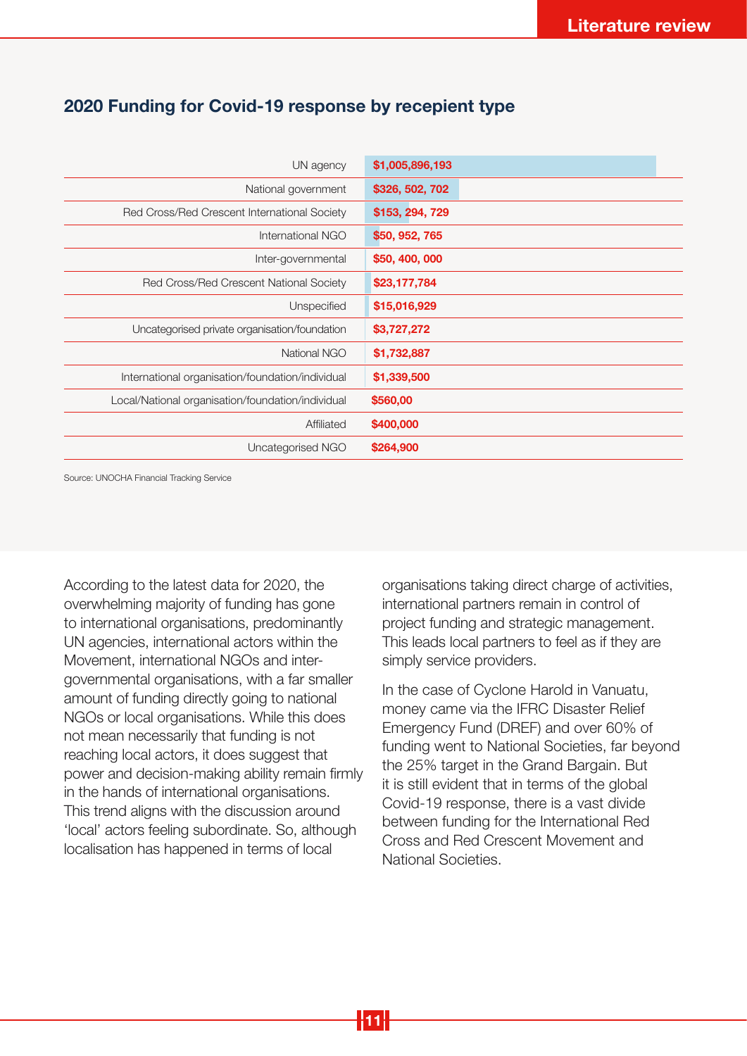## 2020 Funding for Covid-19 response by recepient type

UN agency $1,005,896,193

National government $326, 502, 702

Red Cross/Red Crescent International Society $153, 294, 729

International NGO $50, 952, 765

Inter-governmental $50, 400, 000

Red Cross/Red Crescent National Society $23,177,784

Unspecified $15,016,929

Uncategorised private organisation/foundation $3,727,272

National NGO $1,732,887

International organisation/foundation/individual $1,339,500

Local/National organisation/foundation/individual $560,00

Affiliated $400,000

Uncategorised NGO $264,900

Source: UNOCHA Financial Tracking Service

According to the latest data for 2020, the overwhelming majority of funding has gone to international organisations, predominantly UN agencies, international actors within the Movement, international NGOs and inter-governmental organisations, with a far smaller amount of funding directly going to national NGOs or local organisations. While this does not mean necessarily that funding is not reaching local actors, it does suggest that power and decision-making ability remain firmly in the hands of international organisations. This trend aligns with the discussion around 'local' actors feeling subordinate. So, although localisation has happened in terms of local organisations taking direct charge of activities, international partners remain in control of project funding and strategic management. This leads local partners to feel as if they are simply service providers.

In the case of Cyclone Harold in Vanuatu, money came via the IFRC Disaster Relief Emergency Fund (DREF) and over 60% of funding went to National Societies, far beyond the 25% target in the Grand Bargain. But it is still evident that in terms of the global Covid-19 response, there is a vast divide between funding for the International Red Cross and Red Crescent Movement and National Societies.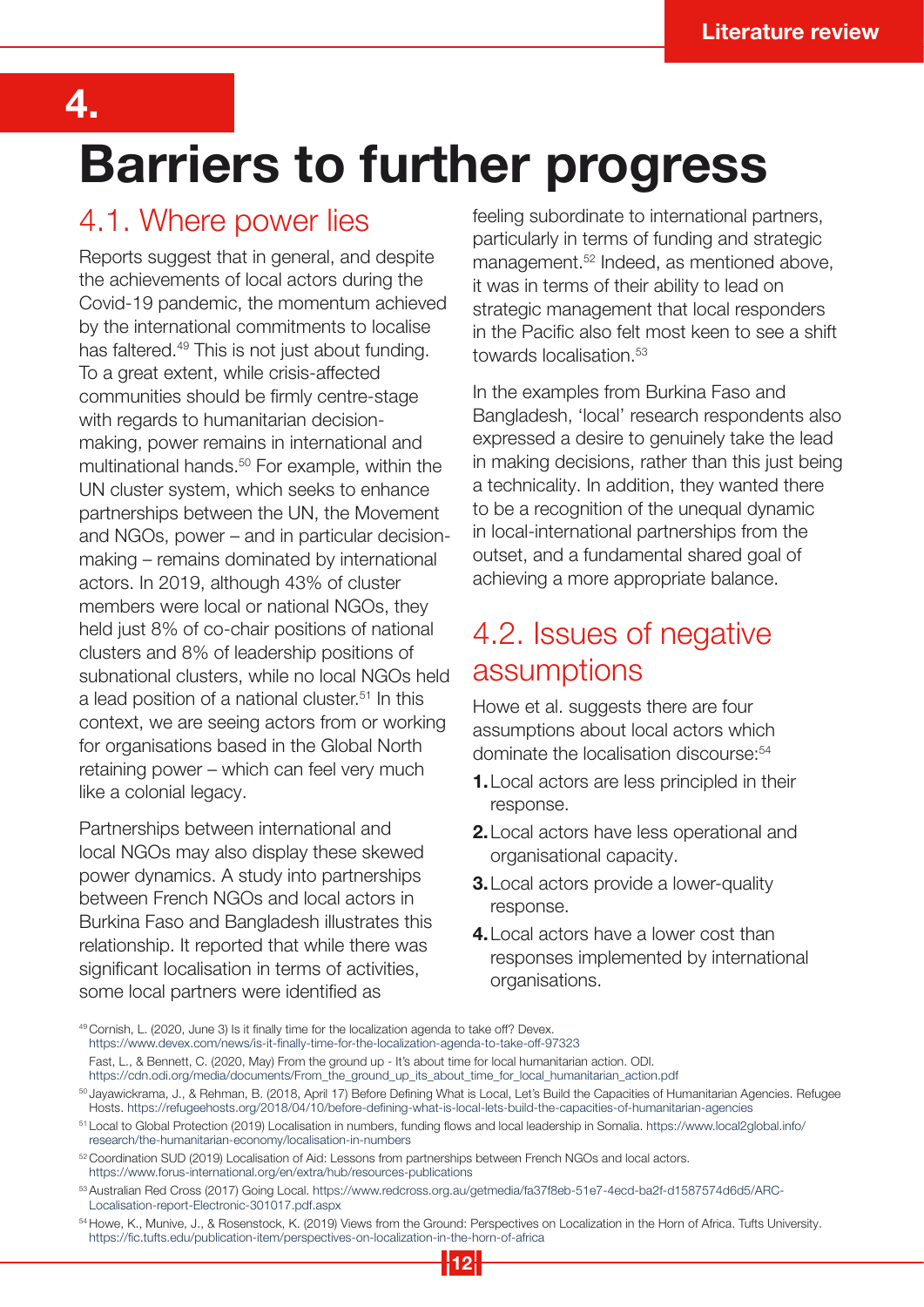# 4. Barriers to further progress

## 4.1. Where power lies

Reports suggest that in general, and despite the achievements of local actors during the Covid-19 pandemic, the momentum achieved by the international commitments to localise has faltered.[49] This is not just about funding. To a great extent, while crisis-affected communities should be firmly centre-stage with regards to humanitarian decision-making, power remains in international and multinational hands.[50] For example, within the UN cluster system, which seeks to enhance partnerships between the UN, the Movement and NGOs, power – and in particular decision-making – remains dominated by international actors. In 2019, although 43% of cluster members were local or national NGOs, they held just 8% of co-chair positions of national clusters and 8% of leadership positions of subnational clusters, while no local NGOs held a lead position of a national cluster.[51] In this context, we are seeing actors from or working for organisations based in the Global North retaining power – which can feel very much like a colonial legacy.

Partnerships between international and local NGOs may also display these skewed power dynamics. A study into partnerships between French NGOs and local actors in Burkina Faso and Bangladesh illustrates this relationship. It reported that while there was significant localisation in terms of activities, some local partners were identified as feeling subordinate to international partners, particularly in terms of funding and strategic management.[52] Indeed, as mentioned above, it was in terms of their ability to lead on strategic management that local responders in the Pacific also felt most keen to see a shift towards localisation.[53]

In the examples from Burkina Faso and Bangladesh, 'local' research respondents also expressed a desire to genuinely take the lead in making decisions, rather than this just being a technicality. In addition, they wanted there to be a recognition of the unequal dynamic in local-international partnerships from the outset, and a fundamental shared goal of achieving a more appropriate balance.

## 4.2. Issues of negative assumptions

Howe et al. suggests there are four assumptions about local actors which dominate the localisation discourse:[54]

1. Local actors are less principled in their response.
2. Local actors have less operational and organisational capacity.
3. Local actors provide a lower-quality response.
4. Local actors have a lower cost than responses implemented by international organisations.

---

[49] Cornish, L. (2020, June 3) Is it finally time for the localization agenda to take off? Devex. https://www.devex.com/news/is-it-finally-time-for-the-localization-agenda-to-take-off-97323
Fast, L., & Bennett, C. (2020, May) From the ground up - It's about time for local humanitarian action. ODI. https://cdn.odi.org/media/documents/From_the_ground_up_its_about_time_for_local_humanitarian_action.pdf

[50] Jayawickrama, J., & Rehman, B. (2018, April 17) Before Defining What is Local, Let's Build the Capacities of Humanitarian Agencies. Refugee Hosts. https://refugeehosts.org/2018/04/10/before-defining-what-is-local-lets-build-the-capacities-of-humanitarian-agencies

[51] Local to Global Protection (2019) Localisation in numbers, funding flows and local leadership in Somalia. https://www.local2global.info/research/the-humanitarian-economy/localisation-in-numbers

[52] Coordination SUD (2019) Localisation of Aid: Lessons from partnerships between French NGOs and local actors. https://www.forus-international.org/en/extra/hub/resources-publications

[53] Australian Red Cross (2017) Going Local. https://www.redcross.org.au/getmedia/fa37f8eb-51e7-4ecd-ba2f-d1587574d6d5/ARC-Localisation-report-Electronic-301017.pdf.aspx

[54] Howe, K., Munive, J., & Rosenstock, K. (2019) Views from the Ground: Perspectives on Localization in the Horn of Africa. Tufts University. https://fic.tufts.edu/publication-item/perspectives-on-localization-in-the-horn-of-africa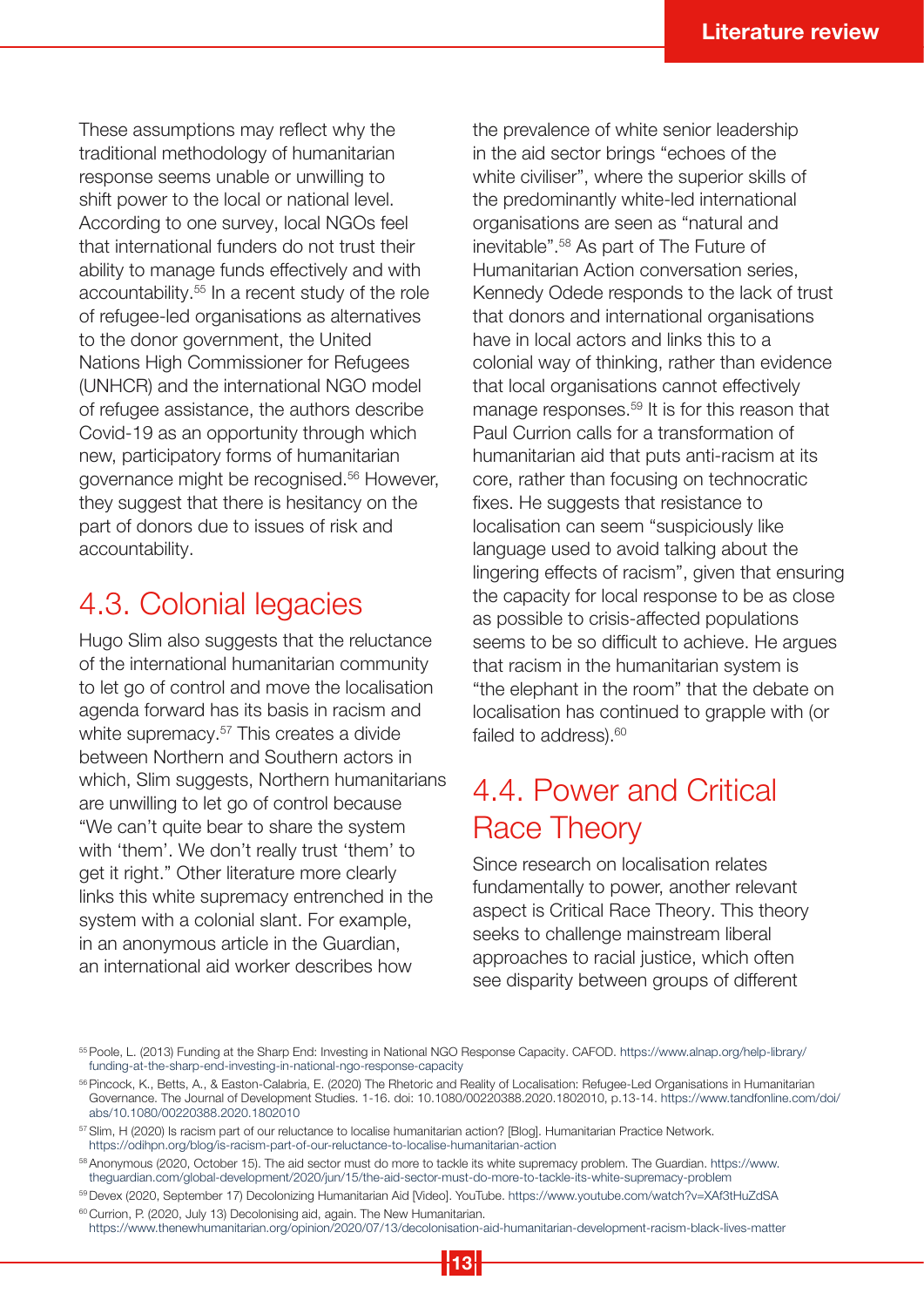These assumptions may reflect why the traditional methodology of humanitarian response seems unable or unwilling to shift power to the local or national level. According to one survey, local NGOs feel that international funders do not trust their ability to manage funds effectively and with accountability.[55] In a recent study of the role of refugee-led organisations as alternatives to the donor government, the United Nations High Commissioner for Refugees (UNHCR) and the international NGO model of refugee assistance, the authors describe Covid-19 as an opportunity through which new, participatory forms of humanitarian governance might be recognised.[56] However, they suggest that there is hesitancy on the part of donors due to issues of risk and accountability.

## 4.3. Colonial legacies

Hugo Slim also suggests that the reluctance of the international humanitarian community to let go of control and move the localisation agenda forward has its basis in racism and white supremacy.[57] This creates a divide between Northern and Southern actors in which, Slim suggests, Northern humanitarians are unwilling to let go of control because "We can't quite bear to share the system with 'them'. We don't really trust 'them' to get it right." Other literature more clearly links this white supremacy entrenched in the system with a colonial slant. For example, in an anonymous article in the Guardian, an international aid worker describes how the prevalence of white senior leadership in the aid sector brings "echoes of the white civiliser", where the superior skills of the predominantly white-led international organisations are seen as "natural and inevitable".[58] As part of The Future of Humanitarian Action conversation series, Kennedy Odede responds to the lack of trust that donors and international organisations have in local actors and links this to a colonial way of thinking, rather than evidence that local organisations cannot effectively manage responses.[59] It is for this reason that Paul Currion calls for a transformation of humanitarian aid that puts anti-racism at its core, rather than focusing on technocratic fixes. He suggests that resistance to localisation can seem "suspiciously like language used to avoid talking about the lingering effects of racism", given that ensuring the capacity for local response to be as close as possible to crisis-affected populations seems to be so difficult to achieve. He argues that racism in the humanitarian system is "the elephant in the room" that the debate on localisation has continued to grapple with (or failed to address).[60]

## 4.4. Power and Critical Race Theory

Since research on localisation relates fundamentally to power, another relevant aspect is Critical Race Theory. This theory seeks to challenge mainstream liberal approaches to racial justice, which often see disparity between groups of different

---

[55] Poole, L. (2013) Funding at the Sharp End: Investing in National NGO Response Capacity. CAFOD. https://www.alnap.org/help-library/funding-at-the-sharp-end-investing-in-national-ngo-response-capacity

[56] Pincock, K., Betts, A., & Easton-Calabria, E. (2020) The Rhetoric and Reality of Localisation: Refugee-Led Organisations in Humanitarian Governance. The Journal of Development Studies. 1-16. doi: 10.1080/00220388.2020.1802010, p.13-14. https://www.tandfonline.com/doi/abs/10.1080/00220388.2020.1802010

[57] Slim, H (2020) Is racism part of our reluctance to localise humanitarian action? [Blog]. Humanitarian Practice Network. https://odihpn.org/blog/is-racism-part-of-our-reluctance-to-localise-humanitarian-action

[58] Anonymous (2020, October 15). The aid sector must do more to tackle its white supremacy problem. The Guardian. https://www.theguardian.com/global-development/2020/jun/15/the-aid-sector-must-do-more-to-tackle-its-white-supremacy-problem

[59] Devex (2020, September 17) Decolonizing Humanitarian Aid [Video]. YouTube. https://www.youtube.com/watch?v=XAf3tHuZdSA

[60] Currion, P. (2020, July 13) Decolonising aid, again. The New Humanitarian. https://www.thenewhumanitarian.org/opinion/2020/07/13/decolonisation-aid-humanitarian-development-racism-black-lives-matter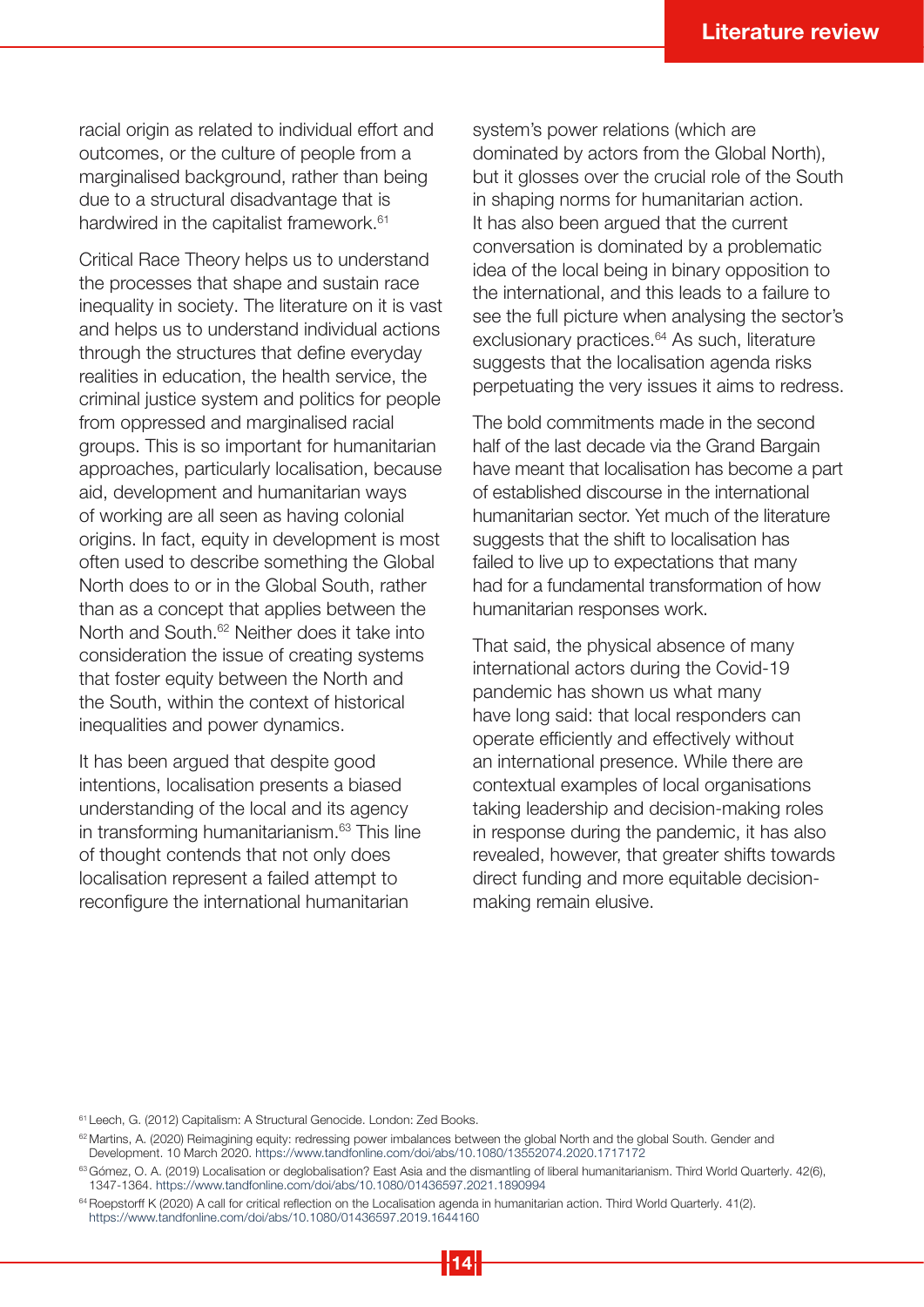racial origin as related to individual effort and outcomes, or the culture of people from a marginalised background, rather than being due to a structural disadvantage that is hardwired in the capitalist framework.[61]

Critical Race Theory helps us to understand the processes that shape and sustain race inequality in society. The literature on it is vast and helps us to understand individual actions through the structures that define everyday realities in education, the health service, the criminal justice system and politics for people from oppressed and marginalised racial groups. This is so important for humanitarian approaches, particularly localisation, because aid, development and humanitarian ways of working are all seen as having colonial origins. In fact, equity in development is most often used to describe something the Global North does to or in the Global South, rather than as a concept that applies between the North and South.[62] Neither does it take into consideration the issue of creating systems that foster equity between the North and the South, within the context of historical inequalities and power dynamics.

It has been argued that despite good intentions, localisation presents a biased understanding of the local and its agency in transforming humanitarianism.[63] This line of thought contends that not only does localisation represent a failed attempt to reconfigure the international humanitarian system's power relations (which are dominated by actors from the Global North), but it glosses over the crucial role of the South in shaping norms for humanitarian action. It has also been argued that the current conversation is dominated by a problematic idea of the local being in binary opposition to the international, and this leads to a failure to see the full picture when analysing the sector's exclusionary practices.[64] As such, literature suggests that the localisation agenda risks perpetuating the very issues it aims to redress.

The bold commitments made in the second half of the last decade via the Grand Bargain have meant that localisation has become a part of established discourse in the international humanitarian sector. Yet much of the literature suggests that the shift to localisation has failed to live up to expectations that many had for a fundamental transformation of how humanitarian responses work.

That said, the physical absence of many international actors during the Covid-19 pandemic has shown us what many have long said: that local responders can operate efficiently and effectively without an international presence. While there are contextual examples of local organisations taking leadership and decision-making roles in response during the pandemic, it has also revealed, however, that greater shifts towards direct funding and more equitable decision-making remain elusive.

---

[61] Leech, G. (2012) Capitalism: A Structural Genocide. London: Zed Books.

[62] Martins, A. (2020) Reimagining equity: redressing power imbalances between the global North and the global South. Gender and Development. 10 March 2020. https://www.tandfonline.com/doi/abs/10.1080/13552074.2020.1717172

[63] Gómez, O. A. (2019) Localisation or deglobalisation? East Asia and the dismantling of liberal humanitarianism. Third World Quarterly. 42(6), 1347-1364. https://www.tandfonline.com/doi/abs/10.1080/01436597.2021.1890994

[64] Roepstorff K (2020) A call for critical reflection on the Localisation agenda in humanitarian action. Third World Quarterly. 41(2). https://www.tandfonline.com/doi/abs/10.1080/01436597.2019.1644160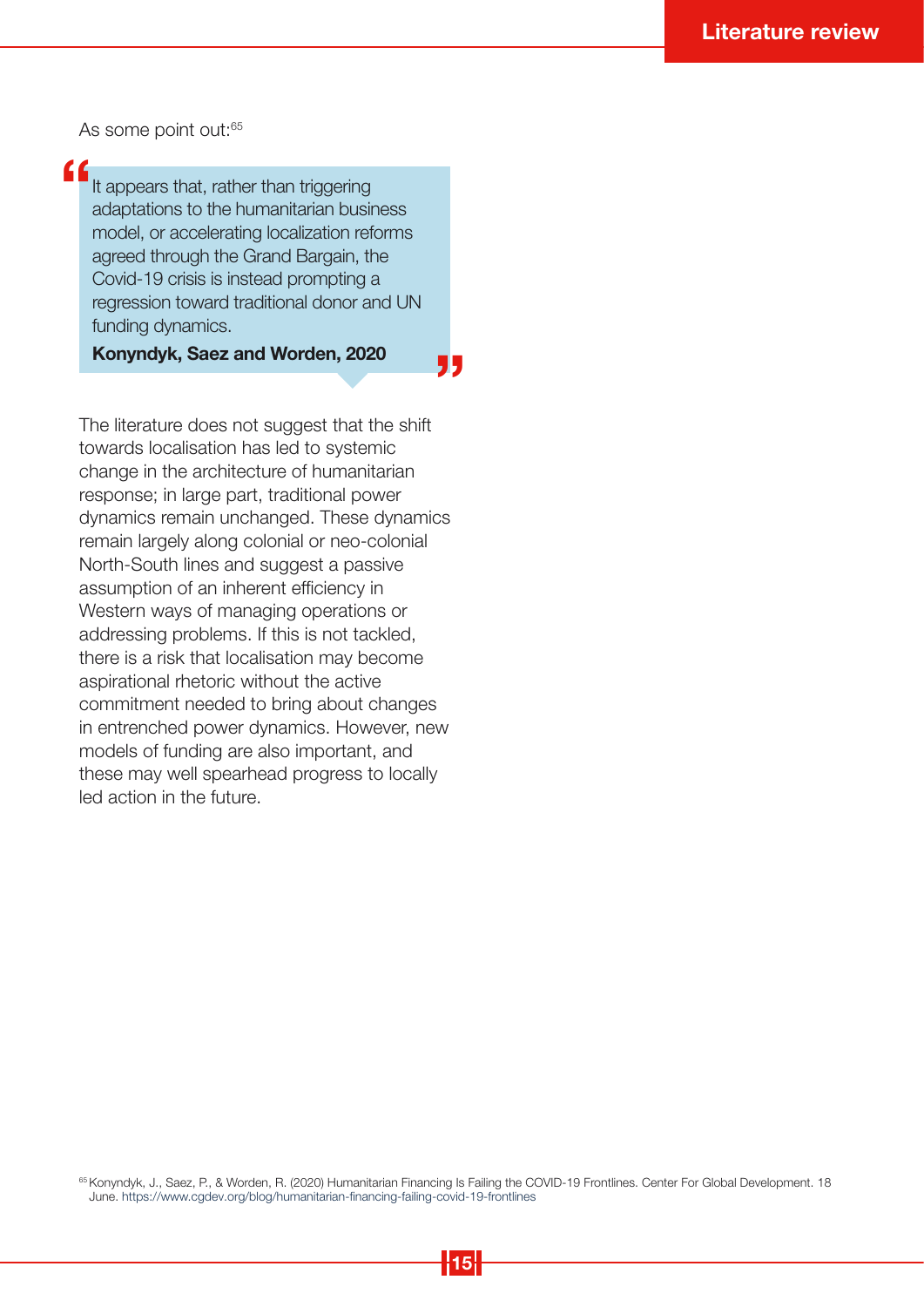As some point out:[65]

> It appears that, rather than triggering adaptations to the humanitarian business model, or accelerating localization reforms agreed through the Grand Bargain, the Covid-19 crisis is instead prompting a regression toward traditional donor and UN funding dynamics.
>
> **Konyndyk, Saez and Worden, 2020**

The literature does not suggest that the shift towards localisation has led to systemic change in the architecture of humanitarian response; in large part, traditional power dynamics remain unchanged. These dynamics remain largely along colonial or neo-colonial North-South lines and suggest a passive assumption of an inherent efficiency in Western ways of managing operations or addressing problems. If this is not tackled, there is a risk that localisation may become aspirational rhetoric without the active commitment needed to bring about changes in entrenched power dynamics. However, new models of funding are also important, and these may well spearhead progress to locally led action in the future.

[65] Konyndyk, J., Saez, P., & Worden, R. (2020) Humanitarian Financing Is Failing the COVID-19 Frontlines. Center For Global Development. 18 June. https://www.cgdev.org/blog/humanitarian-financing-failing-covid-19-frontlines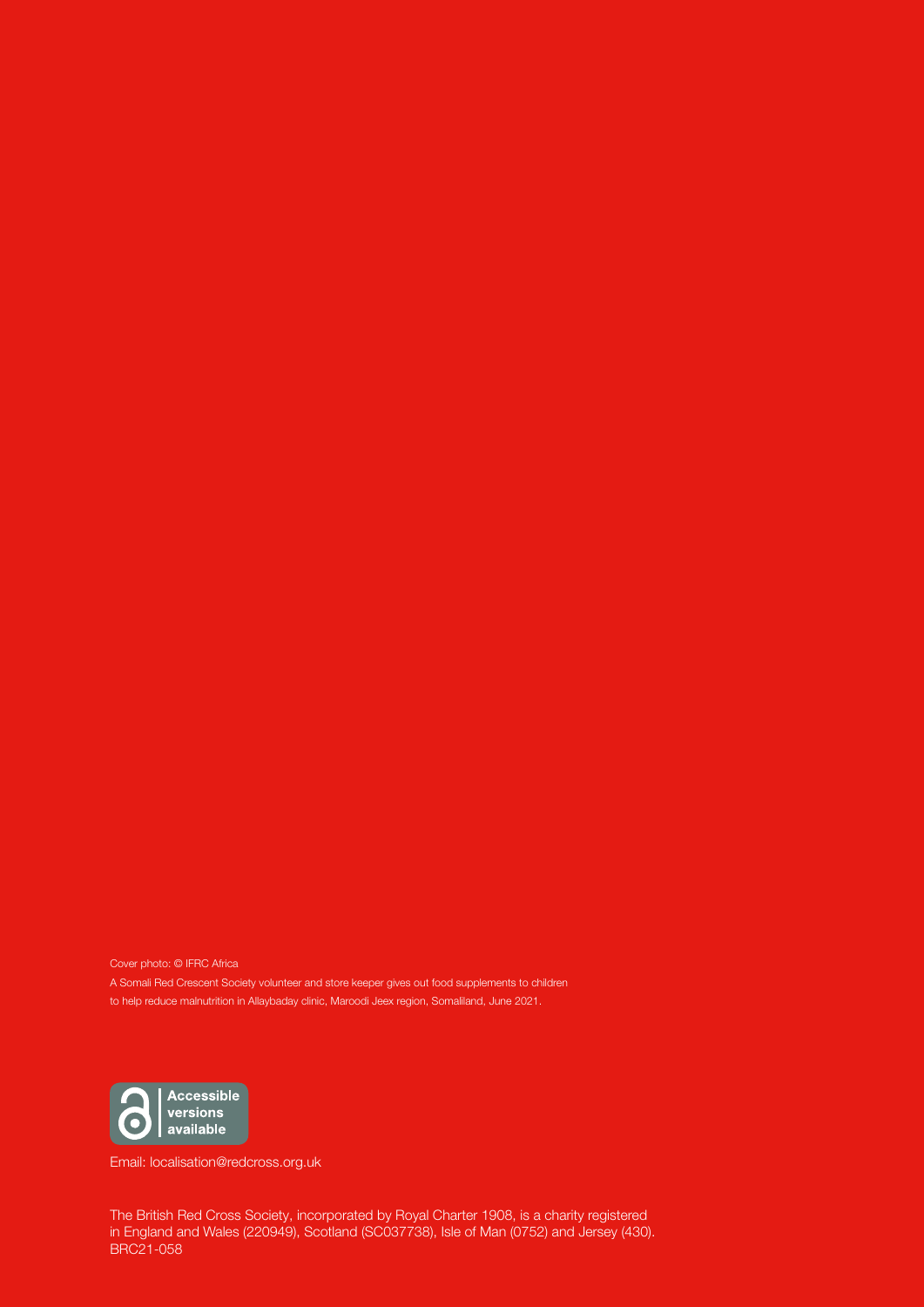Cover photo: © IFRC Africa

A Somali Red Crescent Society volunteer and store keeper gives out food supplements to children to help reduce malnutrition in Allaybaday clinic, Maroodi Jeex region, Somaliland, June 2021.

Accessible versions available

Email: localisation@redcross.org.uk

The British Red Cross Society, incorporated by Royal Charter 1908, is a charity registered in England and Wales (220949), Scotland (SC037738), Isle of Man (0752) and Jersey (430).
BRC21-058